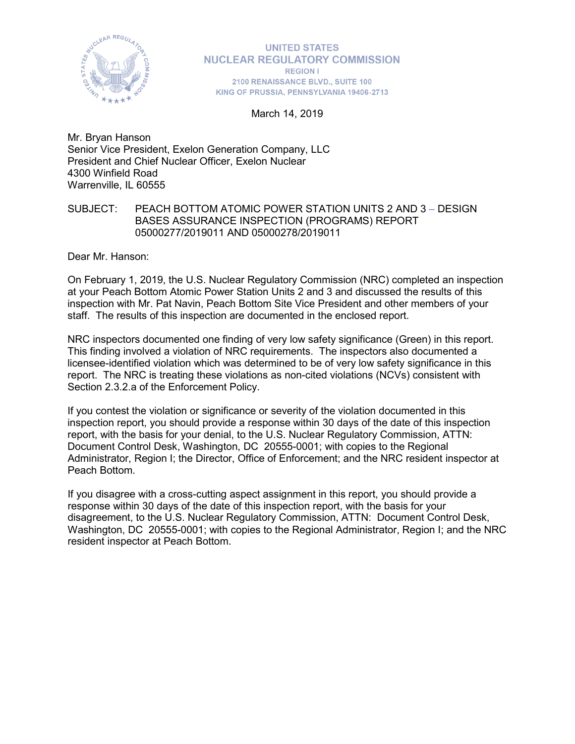UNITED STATES
NUCLEAR REGULATORY COMMISSION
REGION I
2100 RENAISSANCE BLVD., SUITE 100
KING OF PRUSSIA, PENNSYLVANIA 19406-2713

March 14, 2019

Mr. Bryan Hanson
Senior Vice President, Exelon Generation Company, LLC
President and Chief Nuclear Officer, Exelon Nuclear
4300 Winfield Road
Warrenville, IL 60555

SUBJECT: PEACH BOTTOM ATOMIC POWER STATION UNITS 2 AND 3 – DESIGN BASES ASSURANCE INSPECTION (PROGRAMS) REPORT 05000277/2019011 AND 05000278/2019011

Dear Mr. Hanson:

On February 1, 2019, the U.S. Nuclear Regulatory Commission (NRC) completed an inspection at your Peach Bottom Atomic Power Station Units 2 and 3 and discussed the results of this inspection with Mr. Pat Navin, Peach Bottom Site Vice President and other members of your staff. The results of this inspection are documented in the enclosed report.

NRC inspectors documented one finding of very low safety significance (Green) in this report. This finding involved a violation of NRC requirements. The inspectors also documented a licensee-identified violation which was determined to be of very low safety significance in this report. The NRC is treating these violations as non-cited violations (NCVs) consistent with Section 2.3.2.a of the Enforcement Policy.

If you contest the violation or significance or severity of the violation documented in this inspection report, you should provide a response within 30 days of the date of this inspection report, with the basis for your denial, to the U.S. Nuclear Regulatory Commission, ATTN: Document Control Desk, Washington, DC 20555-0001; with copies to the Regional Administrator, Region I; the Director, Office of Enforcement; and the NRC resident inspector at Peach Bottom.

If you disagree with a cross-cutting aspect assignment in this report, you should provide a response within 30 days of the date of this inspection report, with the basis for your disagreement, to the U.S. Nuclear Regulatory Commission, ATTN: Document Control Desk, Washington, DC 20555-0001; with copies to the Regional Administrator, Region I; and the NRC resident inspector at Peach Bottom.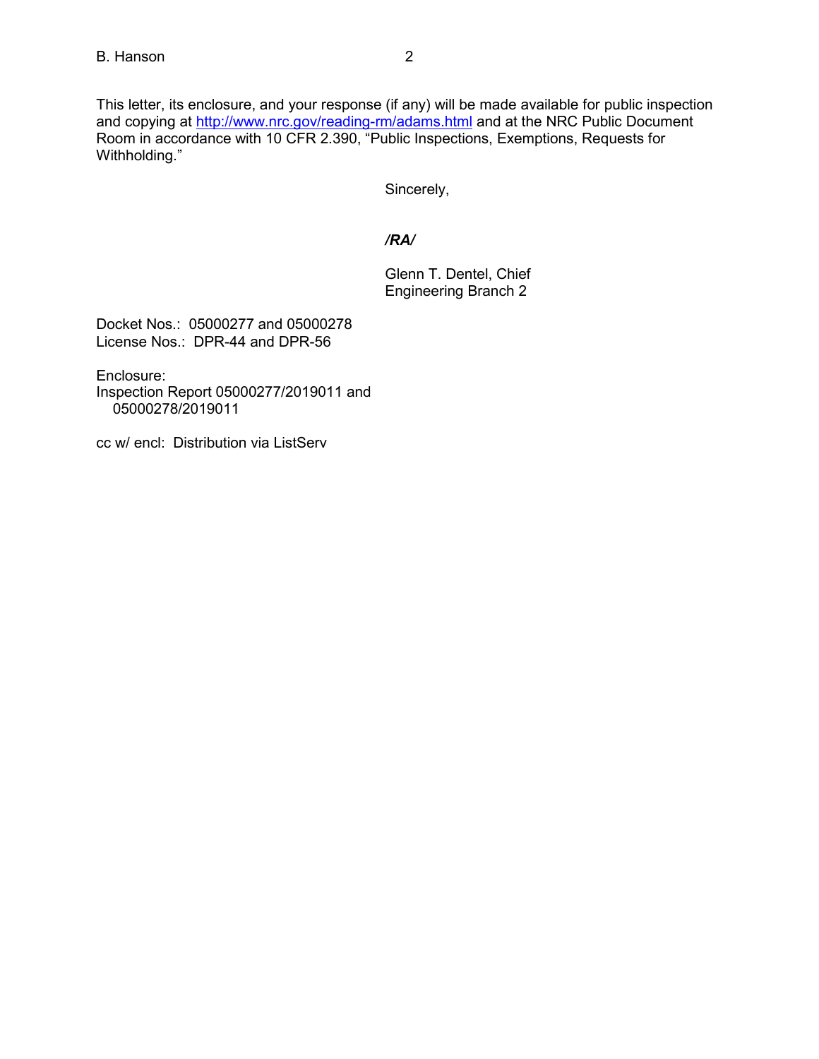This letter, its enclosure, and your response (if any) will be made available for public inspection and copying at [http://www.nrc.gov/reading-rm/adams.html](http://www.nrc.gov/reading-rm/adams.html) and at the NRC Public Document Room in accordance with 10 CFR 2.390, "Public Inspections, Exemptions, Requests for Withholding."

Sincerely,

***/RA/***

Glenn T. Dentel, Chief
Engineering Branch 2

Docket Nos.: 05000277 and 05000278
License Nos.: DPR-44 and DPR-56

Enclosure:
Inspection Report 05000277/2019011 and
05000278/2019011

cc w/ encl: Distribution via ListServ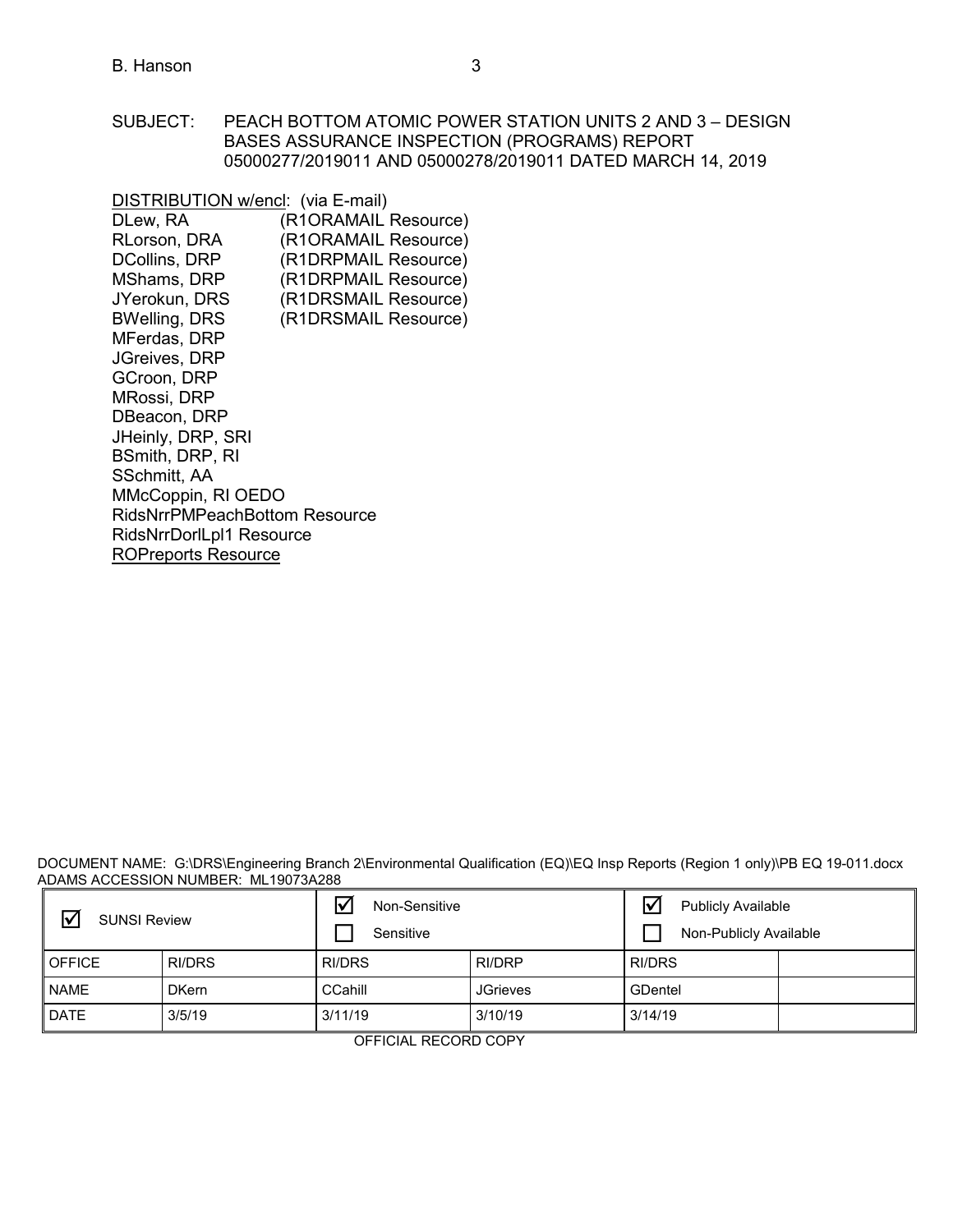SUBJECT: PEACH BOTTOM ATOMIC POWER STATION UNITS 2 AND 3 – DESIGN BASES ASSURANCE INSPECTION (PROGRAMS) REPORT 05000277/2019011 AND 05000278/2019011 DATED MARCH 14, 2019

DISTRIBUTION w/encl: (via E-mail)
DLew, RA (R1ORAMAIL Resource)
RLorson, DRA (R1ORAMAIL Resource)
DCollins, DRP (R1DRPMAIL Resource)
MShams, DRP (R1DRPMAIL Resource)
JYerokun, DRS (R1DRSMAIL Resource)
BWelling, DRS (R1DRSMAIL Resource)
MFerdas, DRP
JGreives, DRP
GCroon, DRP
MRossi, DRP
DBeacon, DRP
JHeinly, DRP, SRI
BSmith, DRP, RI
SSchmitt, AA
MMcCoppin, RI OEDO
RidsNrrPMPeachBottom Resource
RidsNrrDorlLpl1 Resource
ROPreports Resource

DOCUMENT NAME: G:\DRS\Engineering Branch 2\Environmental Qualification (EQ)\EQ Insp Reports (Region 1 only)\PB EQ 19-011.docx
ADAMS ACCESSION NUMBER: ML19073A288

| ☑ SUNSI Review | | ☑ Non-Sensitive ☐ Sensitive | | ☑ Publicly Available ☐ Non-Publicly Available | |
|---|---|---|---|---|---|
| OFFICE | RI/DRS | RI/DRS | RI/DRP | RI/DRS | |
| NAME | DKern | CCahill | JGrieves | GDentel | |
| DATE | 3/5/19 | 3/11/19 | 3/10/19 | 3/14/19 | |

OFFICIAL RECORD COPY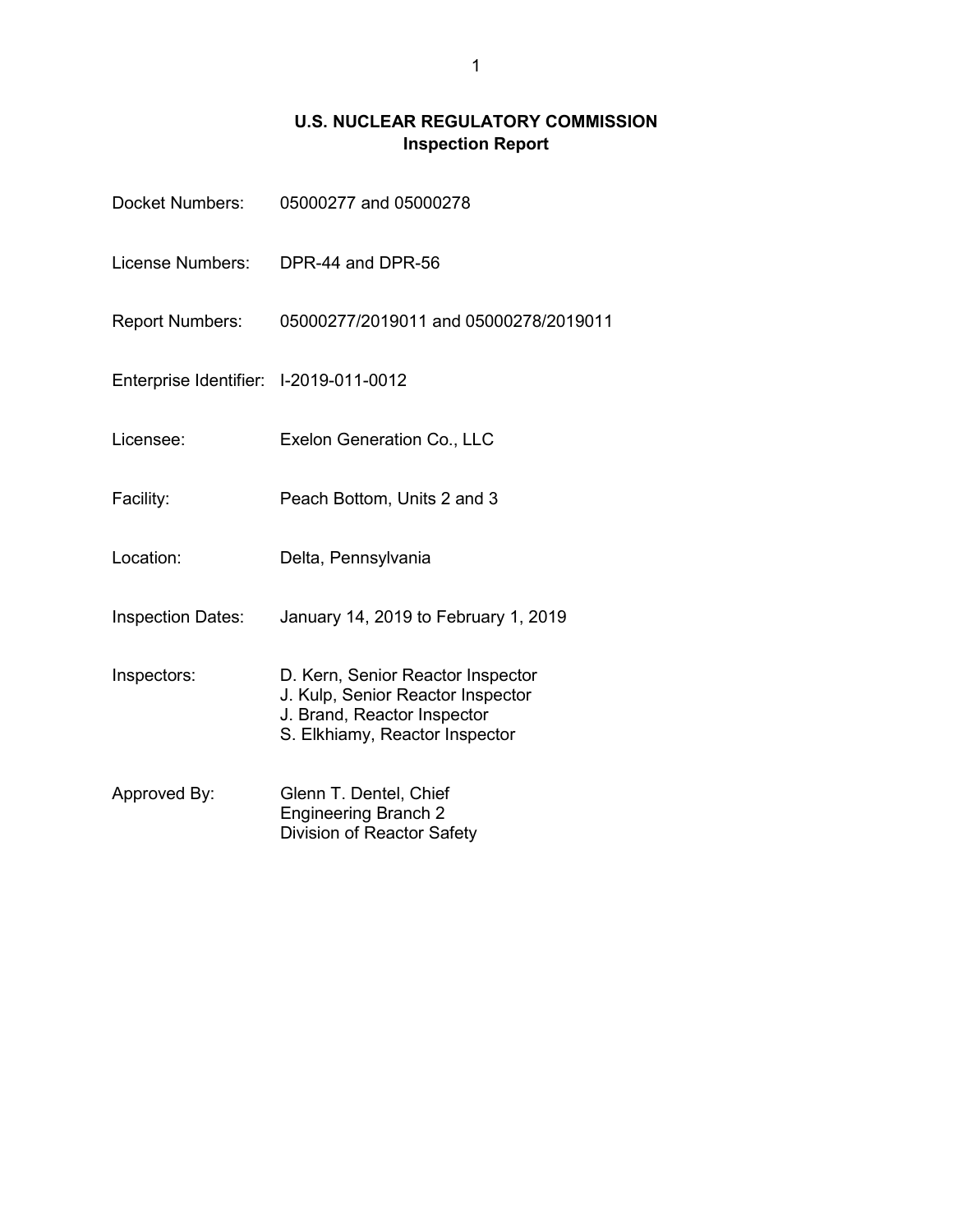# U.S. NUCLEAR REGULATORY COMMISSION
## Inspection Report

| | |
|---|---|
| Docket Numbers: | 05000277 and 05000278 |
| License Numbers: | DPR-44 and DPR-56 |
| Report Numbers: | 05000277/2019011 and 05000278/2019011 |
| Enterprise Identifier: | I-2019-011-0012 |
| Licensee: | Exelon Generation Co., LLC |
| Facility: | Peach Bottom, Units 2 and 3 |
| Location: | Delta, Pennsylvania |
| Inspection Dates: | January 14, 2019 to February 1, 2019 |
| Inspectors: | D. Kern, Senior Reactor Inspector<br>J. Kulp, Senior Reactor Inspector<br>J. Brand, Reactor Inspector<br>S. Elkhiamy, Reactor Inspector |
| Approved By: | Glenn T. Dentel, Chief<br>Engineering Branch 2<br>Division of Reactor Safety |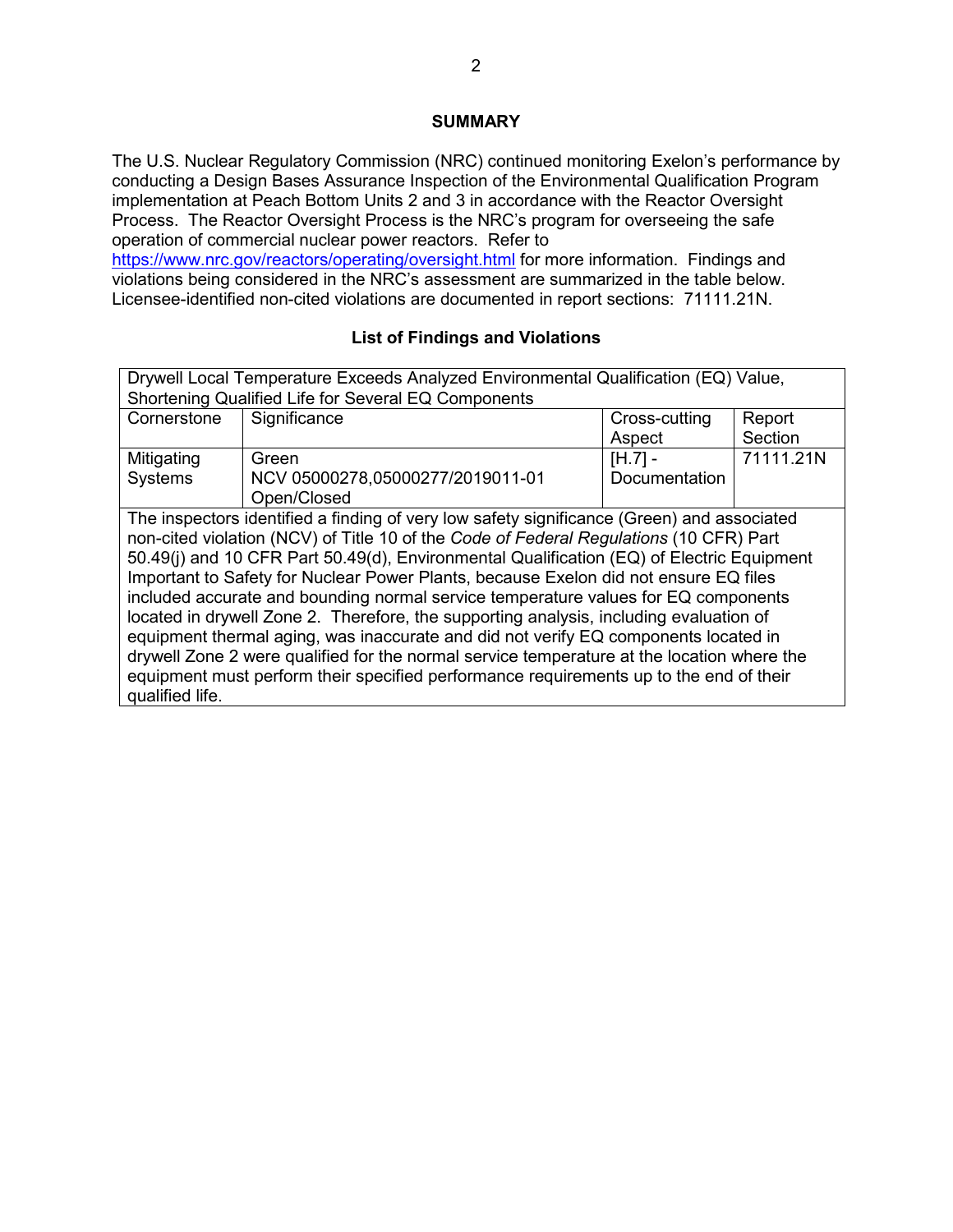## SUMMARY

The U.S. Nuclear Regulatory Commission (NRC) continued monitoring Exelon's performance by conducting a Design Bases Assurance Inspection of the Environmental Qualification Program implementation at Peach Bottom Units 2 and 3 in accordance with the Reactor Oversight Process. The Reactor Oversight Process is the NRC's program for overseeing the safe operation of commercial nuclear power reactors. Refer to https://www.nrc.gov/reactors/operating/oversight.html for more information. Findings and violations being considered in the NRC's assessment are summarized in the table below. Licensee-identified non-cited violations are documented in report sections: 71111.21N.

### List of Findings and Violations

| Drywell Local Temperature Exceeds Analyzed Environmental Qualification (EQ) Value, Shortening Qualified Life for Several EQ Components | | | |
|---|---|---|---|
| Cornerstone | Significance | Cross-cutting Aspect | Report Section |
| Mitigating Systems | Green<br>NCV 05000278,05000277/2019011-01<br>Open/Closed | [H.7] - Documentation | 71111.21N |
| The inspectors identified a finding of very low safety significance (Green) and associated non-cited violation (NCV) of Title 10 of the *Code of Federal Regulations* (10 CFR) Part 50.49(j) and 10 CFR Part 50.49(d), Environmental Qualification (EQ) of Electric Equipment Important to Safety for Nuclear Power Plants, because Exelon did not ensure EQ files included accurate and bounding normal service temperature values for EQ components located in drywell Zone 2. Therefore, the supporting analysis, including evaluation of equipment thermal aging, was inaccurate and did not verify EQ components located in drywell Zone 2 were qualified for the normal service temperature at the location where the equipment must perform their specified performance requirements up to the end of their qualified life. | | | |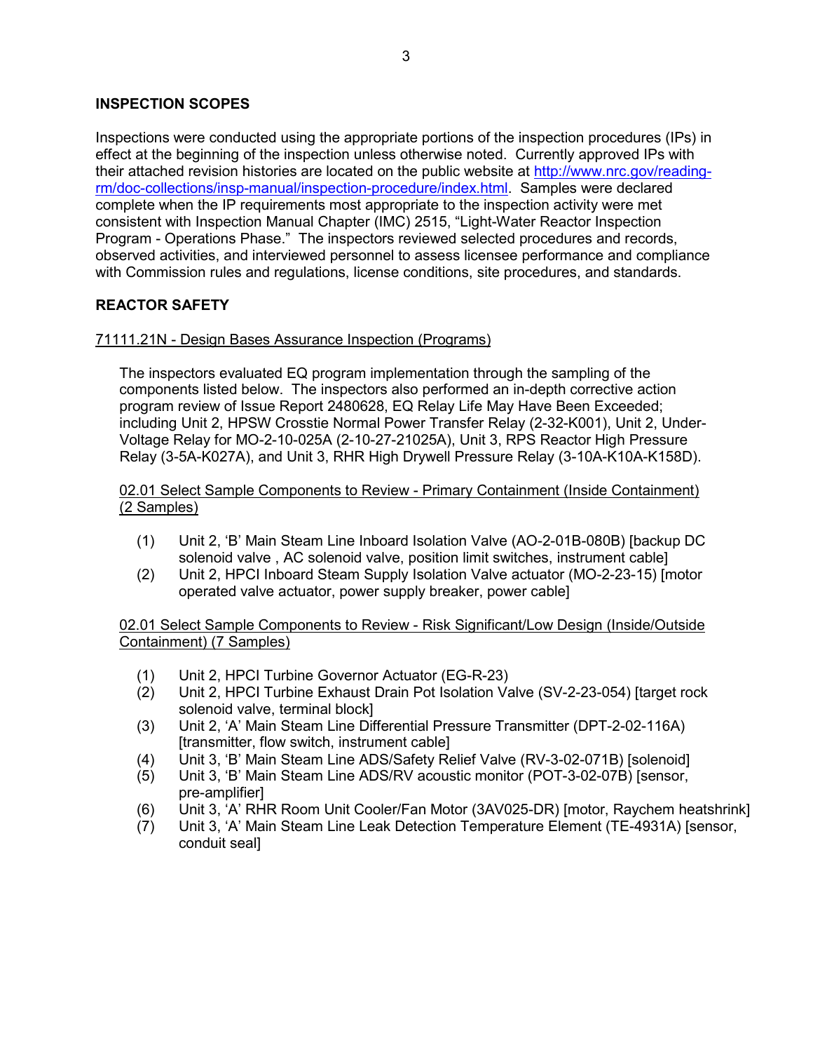## INSPECTION SCOPES

Inspections were conducted using the appropriate portions of the inspection procedures (IPs) in effect at the beginning of the inspection unless otherwise noted. Currently approved IPs with their attached revision histories are located on the public website at http://www.nrc.gov/reading-rm/doc-collections/insp-manual/inspection-procedure/index.html. Samples were declared complete when the IP requirements most appropriate to the inspection activity were met consistent with Inspection Manual Chapter (IMC) 2515, "Light-Water Reactor Inspection Program - Operations Phase." The inspectors reviewed selected procedures and records, observed activities, and interviewed personnel to assess licensee performance and compliance with Commission rules and regulations, license conditions, site procedures, and standards.

## REACTOR SAFETY

### 71111.21N - Design Bases Assurance Inspection (Programs)

The inspectors evaluated EQ program implementation through the sampling of the components listed below. The inspectors also performed an in-depth corrective action program review of Issue Report 2480628, EQ Relay Life May Have Been Exceeded; including Unit 2, HPSW Crosstie Normal Power Transfer Relay (2-32-K001), Unit 2, Under-Voltage Relay for MO-2-10-025A (2-10-27-21025A), Unit 3, RPS Reactor High Pressure Relay (3-5A-K027A), and Unit 3, RHR High Drywell Pressure Relay (3-10A-K10A-K158D).

#### 02.01 Select Sample Components to Review - Primary Containment (Inside Containment) (2 Samples)

(1) Unit 2, 'B' Main Steam Line Inboard Isolation Valve (AO-2-01B-080B) [backup DC solenoid valve , AC solenoid valve, position limit switches, instrument cable]
(2) Unit 2, HPCI Inboard Steam Supply Isolation Valve actuator (MO-2-23-15) [motor operated valve actuator, power supply breaker, power cable]

#### 02.01 Select Sample Components to Review - Risk Significant/Low Design (Inside/Outside Containment) (7 Samples)

(1) Unit 2, HPCI Turbine Governor Actuator (EG-R-23)
(2) Unit 2, HPCI Turbine Exhaust Drain Pot Isolation Valve (SV-2-23-054) [target rock solenoid valve, terminal block]
(3) Unit 2, 'A' Main Steam Line Differential Pressure Transmitter (DPT-2-02-116A) [transmitter, flow switch, instrument cable]
(4) Unit 3, 'B' Main Steam Line ADS/Safety Relief Valve (RV-3-02-071B) [solenoid]
(5) Unit 3, 'B' Main Steam Line ADS/RV acoustic monitor (POT-3-02-07B) [sensor, pre-amplifier]
(6) Unit 3, 'A' RHR Room Unit Cooler/Fan Motor (3AV025-DR) [motor, Raychem heatshrink]
(7) Unit 3, 'A' Main Steam Line Leak Detection Temperature Element (TE-4931A) [sensor, conduit seal]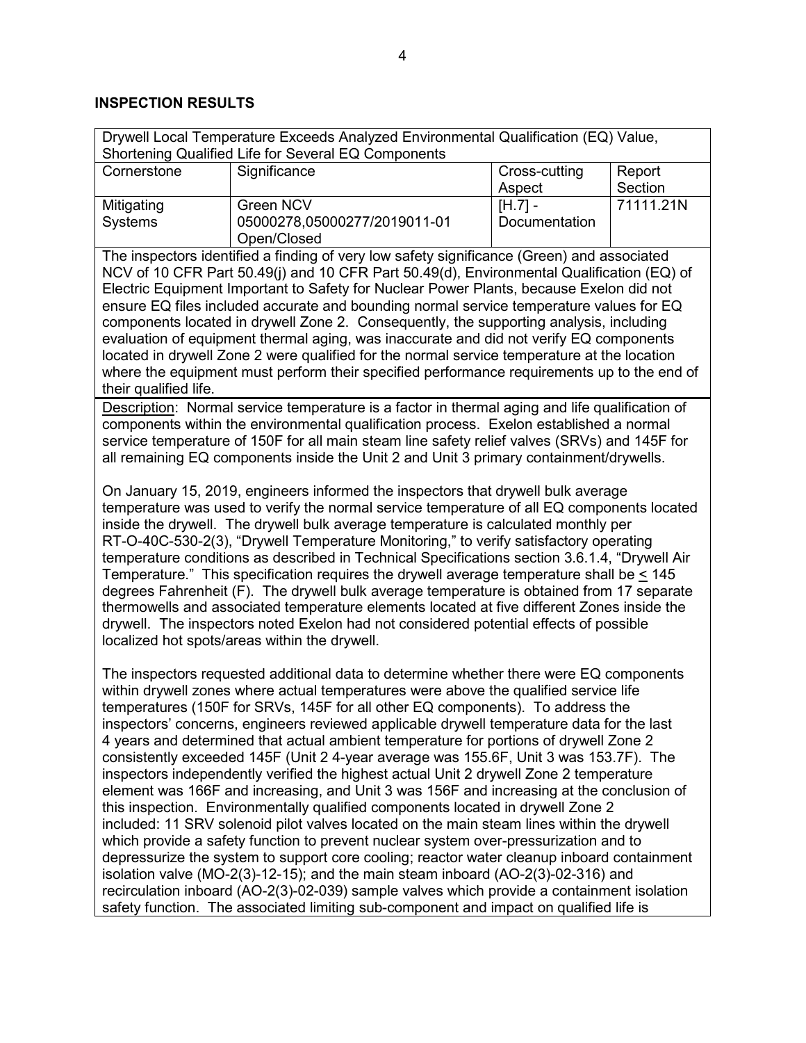## INSPECTION RESULTS

| Drywell Local Temperature Exceeds Analyzed Environmental Qualification (EQ) Value, Shortening Qualified Life for Several EQ Components | | | |
|---|---|---|---|
| Cornerstone | Significance | Cross-cutting Aspect | Report Section |
| Mitigating Systems | Green NCV 05000278,05000277/2019011-01 Open/Closed | [H.7] - Documentation | 71111.21N |

The inspectors identified a finding of very low safety significance (Green) and associated NCV of 10 CFR Part 50.49(j) and 10 CFR Part 50.49(d), Environmental Qualification (EQ) of Electric Equipment Important to Safety for Nuclear Power Plants, because Exelon did not ensure EQ files included accurate and bounding normal service temperature values for EQ components located in drywell Zone 2. Consequently, the supporting analysis, including evaluation of equipment thermal aging, was inaccurate and did not verify EQ components located in drywell Zone 2 were qualified for the normal service temperature at the location where the equipment must perform their specified performance requirements up to the end of their qualified life.

Description: Normal service temperature is a factor in thermal aging and life qualification of components within the environmental qualification process. Exelon established a normal service temperature of 150F for all main steam line safety relief valves (SRVs) and 145F for all remaining EQ components inside the Unit 2 and Unit 3 primary containment/drywells.

On January 15, 2019, engineers informed the inspectors that drywell bulk average temperature was used to verify the normal service temperature of all EQ components located inside the drywell. The drywell bulk average temperature is calculated monthly per RT-O-40C-530-2(3), "Drywell Temperature Monitoring," to verify satisfactory operating temperature conditions as described in Technical Specifications section 3.6.1.4, "Drywell Air Temperature." This specification requires the drywell average temperature shall be ≤ 145 degrees Fahrenheit (F). The drywell bulk average temperature is obtained from 17 separate thermowells and associated temperature elements located at five different Zones inside the drywell. The inspectors noted Exelon had not considered potential effects of possible localized hot spots/areas within the drywell.

The inspectors requested additional data to determine whether there were EQ components within drywell zones where actual temperatures were above the qualified service life temperatures (150F for SRVs, 145F for all other EQ components). To address the inspectors' concerns, engineers reviewed applicable drywell temperature data for the last 4 years and determined that actual ambient temperature for portions of drywell Zone 2 consistently exceeded 145F (Unit 2 4-year average was 155.6F, Unit 3 was 153.7F). The inspectors independently verified the highest actual Unit 2 drywell Zone 2 temperature element was 166F and increasing, and Unit 3 was 156F and increasing at the conclusion of this inspection. Environmentally qualified components located in drywell Zone 2 included: 11 SRV solenoid pilot valves located on the main steam lines within the drywell which provide a safety function to prevent nuclear system over-pressurization and to depressurize the system to support core cooling; reactor water cleanup inboard containment isolation valve (MO-2(3)-12-15); and the main steam inboard (AO-2(3)-02-316) and recirculation inboard (AO-2(3)-02-039) sample valves which provide a containment isolation safety function. The associated limiting sub-component and impact on qualified life is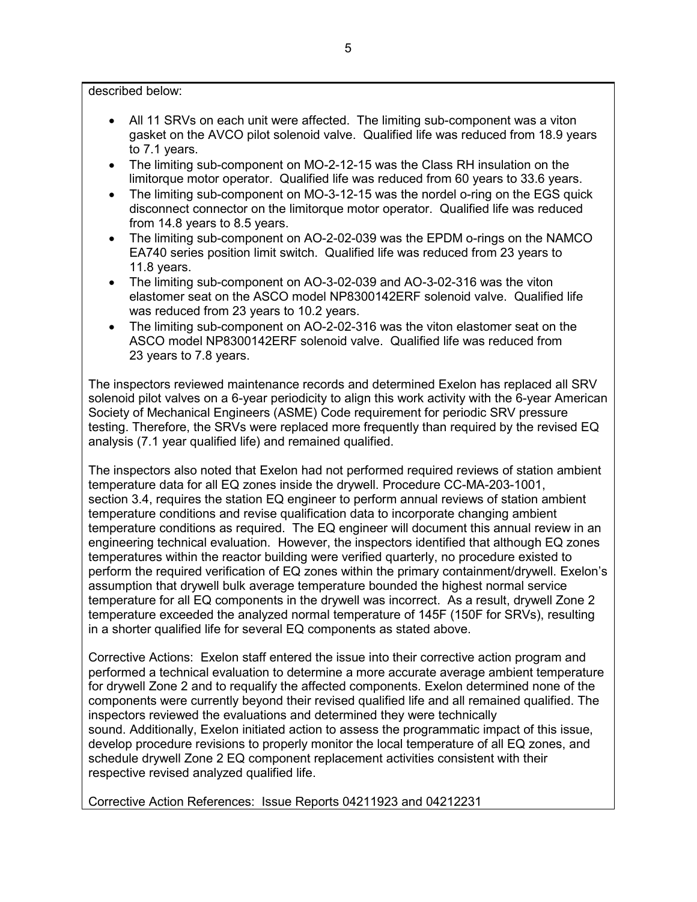described below:

- All 11 SRVs on each unit were affected. The limiting sub-component was a viton gasket on the AVCO pilot solenoid valve. Qualified life was reduced from 18.9 years to 7.1 years.
- The limiting sub-component on MO-2-12-15 was the Class RH insulation on the limitorque motor operator. Qualified life was reduced from 60 years to 33.6 years.
- The limiting sub-component on MO-3-12-15 was the nordel o-ring on the EGS quick disconnect connector on the limitorque motor operator. Qualified life was reduced from 14.8 years to 8.5 years.
- The limiting sub-component on AO-2-02-039 was the EPDM o-rings on the NAMCO EA740 series position limit switch. Qualified life was reduced from 23 years to 11.8 years.
- The limiting sub-component on AO-3-02-039 and AO-3-02-316 was the viton elastomer seat on the ASCO model NP8300142ERF solenoid valve. Qualified life was reduced from 23 years to 10.2 years.
- The limiting sub-component on AO-2-02-316 was the viton elastomer seat on the ASCO model NP8300142ERF solenoid valve. Qualified life was reduced from 23 years to 7.8 years.

The inspectors reviewed maintenance records and determined Exelon has replaced all SRV solenoid pilot valves on a 6-year periodicity to align this work activity with the 6-year American Society of Mechanical Engineers (ASME) Code requirement for periodic SRV pressure testing. Therefore, the SRVs were replaced more frequently than required by the revised EQ analysis (7.1 year qualified life) and remained qualified.

The inspectors also noted that Exelon had not performed required reviews of station ambient temperature data for all EQ zones inside the drywell. Procedure CC-MA-203-1001, section 3.4, requires the station EQ engineer to perform annual reviews of station ambient temperature conditions and revise qualification data to incorporate changing ambient temperature conditions as required. The EQ engineer will document this annual review in an engineering technical evaluation. However, the inspectors identified that although EQ zones temperatures within the reactor building were verified quarterly, no procedure existed to perform the required verification of EQ zones within the primary containment/drywell. Exelon's assumption that drywell bulk average temperature bounded the highest normal service temperature for all EQ components in the drywell was incorrect. As a result, drywell Zone 2 temperature exceeded the analyzed normal temperature of 145F (150F for SRVs), resulting in a shorter qualified life for several EQ components as stated above.

Corrective Actions: Exelon staff entered the issue into their corrective action program and performed a technical evaluation to determine a more accurate average ambient temperature for drywell Zone 2 and to requalify the affected components. Exelon determined none of the components were currently beyond their revised qualified life and all remained qualified. The inspectors reviewed the evaluations and determined they were technically sound. Additionally, Exelon initiated action to assess the programmatic impact of this issue, develop procedure revisions to properly monitor the local temperature of all EQ zones, and schedule drywell Zone 2 EQ component replacement activities consistent with their respective revised analyzed qualified life.

Corrective Action References: Issue Reports 04211923 and 04212231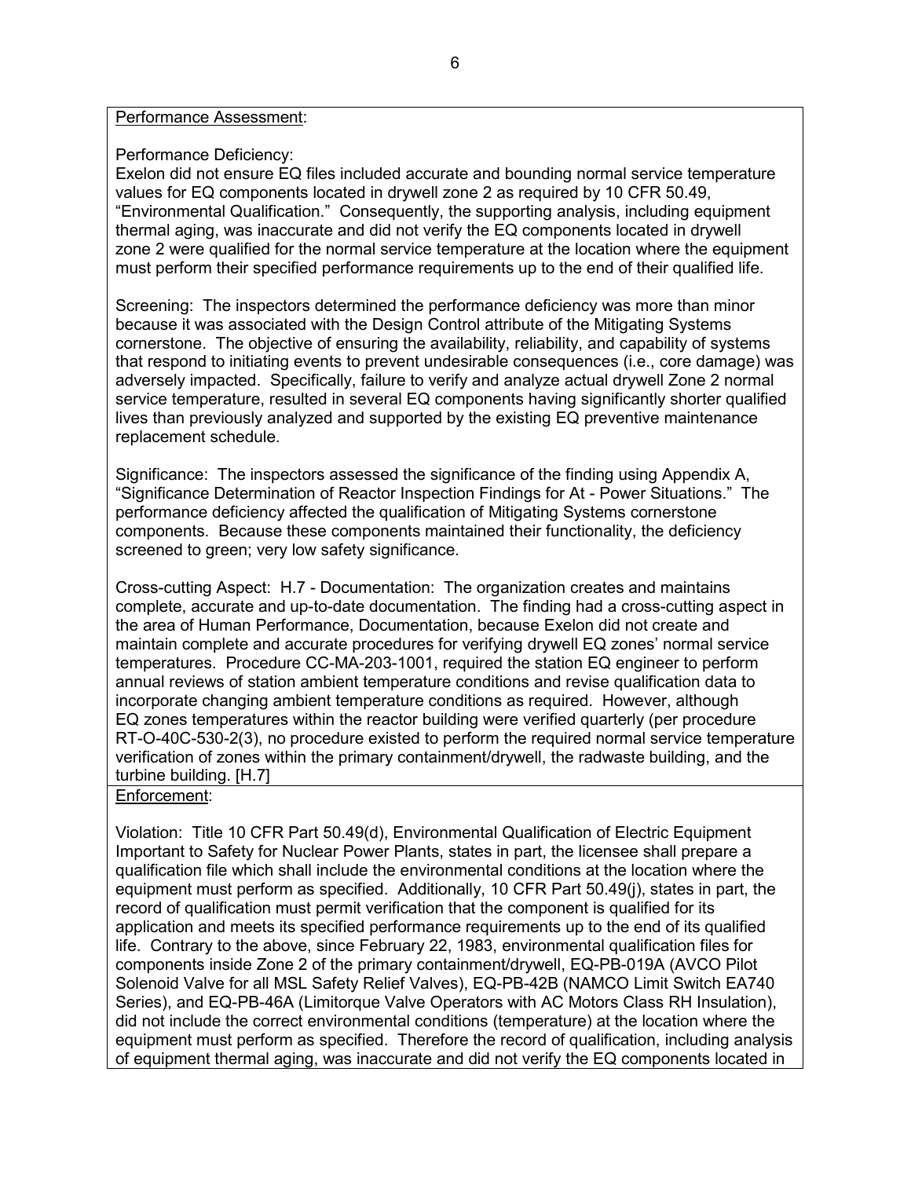Performance Assessment:

Performance Deficiency:
Exelon did not ensure EQ files included accurate and bounding normal service temperature values for EQ components located in drywell zone 2 as required by 10 CFR 50.49, "Environmental Qualification." Consequently, the supporting analysis, including equipment thermal aging, was inaccurate and did not verify the EQ components located in drywell zone 2 were qualified for the normal service temperature at the location where the equipment must perform their specified performance requirements up to the end of their qualified life.

Screening: The inspectors determined the performance deficiency was more than minor because it was associated with the Design Control attribute of the Mitigating Systems cornerstone. The objective of ensuring the availability, reliability, and capability of systems that respond to initiating events to prevent undesirable consequences (i.e., core damage) was adversely impacted. Specifically, failure to verify and analyze actual drywell Zone 2 normal service temperature, resulted in several EQ components having significantly shorter qualified lives than previously analyzed and supported by the existing EQ preventive maintenance replacement schedule.

Significance: The inspectors assessed the significance of the finding using Appendix A, "Significance Determination of Reactor Inspection Findings for At - Power Situations." The performance deficiency affected the qualification of Mitigating Systems cornerstone components. Because these components maintained their functionality, the deficiency screened to green; very low safety significance.

Cross-cutting Aspect: H.7 - Documentation: The organization creates and maintains complete, accurate and up-to-date documentation. The finding had a cross-cutting aspect in the area of Human Performance, Documentation, because Exelon did not create and maintain complete and accurate procedures for verifying drywell EQ zones' normal service temperatures. Procedure CC-MA-203-1001, required the station EQ engineer to perform annual reviews of station ambient temperature conditions and revise qualification data to incorporate changing ambient temperature conditions as required. However, although EQ zones temperatures within the reactor building were verified quarterly (per procedure RT-O-40C-530-2(3), no procedure existed to perform the required normal service temperature verification of zones within the primary containment/drywell, the radwaste building, and the turbine building. [H.7]

Enforcement:

Violation: Title 10 CFR Part 50.49(d), Environmental Qualification of Electric Equipment Important to Safety for Nuclear Power Plants, states in part, the licensee shall prepare a qualification file which shall include the environmental conditions at the location where the equipment must perform as specified. Additionally, 10 CFR Part 50.49(j), states in part, the record of qualification must permit verification that the component is qualified for its application and meets its specified performance requirements up to the end of its qualified life. Contrary to the above, since February 22, 1983, environmental qualification files for components inside Zone 2 of the primary containment/drywell, EQ-PB-019A (AVCO Pilot Solenoid Valve for all MSL Safety Relief Valves), EQ-PB-42B (NAMCO Limit Switch EA740 Series), and EQ-PB-46A (Limitorque Valve Operators with AC Motors Class RH Insulation), did not include the correct environmental conditions (temperature) at the location where the equipment must perform as specified. Therefore the record of qualification, including analysis of equipment thermal aging, was inaccurate and did not verify the EQ components located in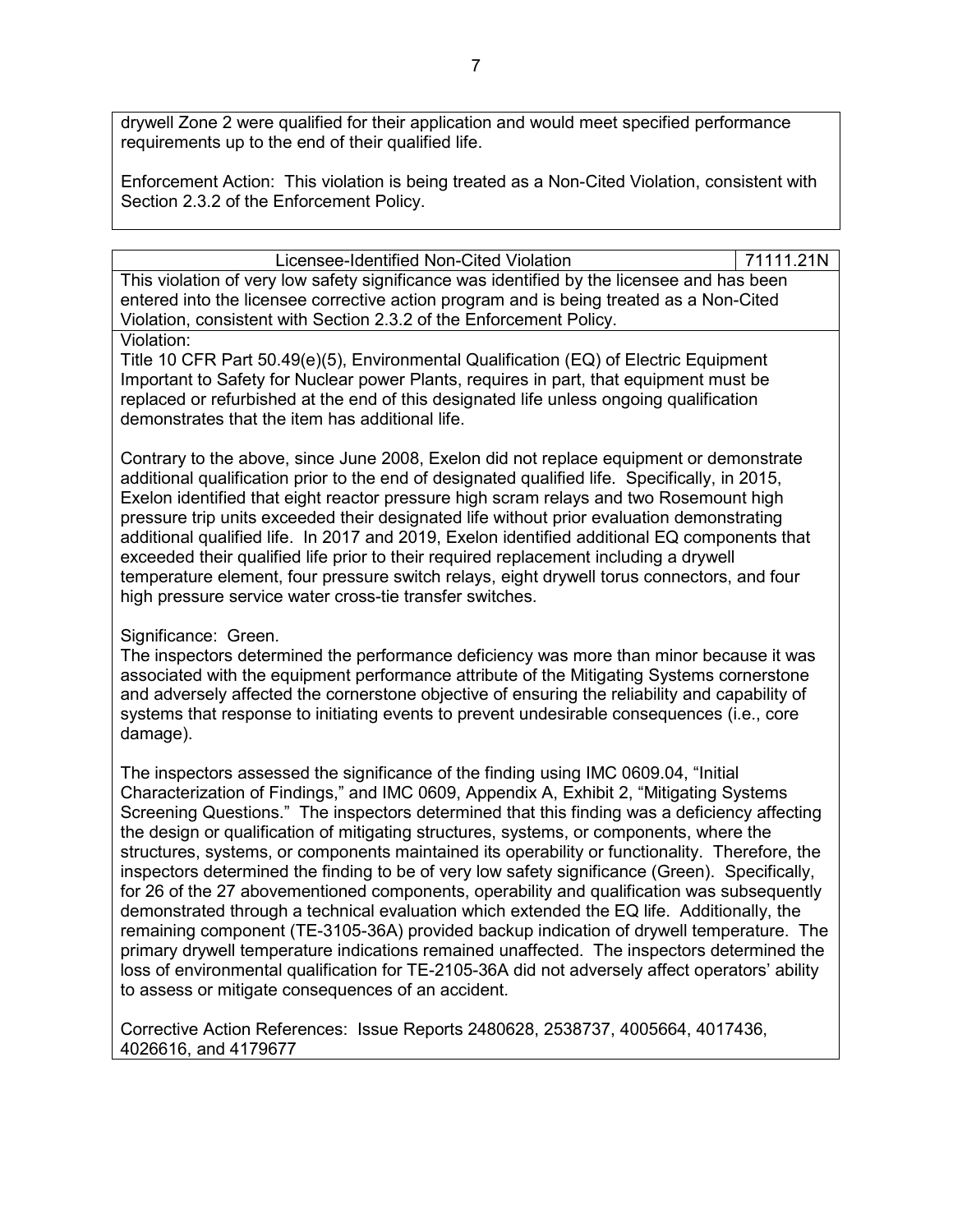drywell Zone 2 were qualified for their application and would meet specified performance requirements up to the end of their qualified life.

Enforcement Action: This violation is being treated as a Non-Cited Violation, consistent with Section 2.3.2 of the Enforcement Policy.

| Licensee-Identified Non-Cited Violation | 71111.21N |
|---|---|

This violation of very low safety significance was identified by the licensee and has been entered into the licensee corrective action program and is being treated as a Non-Cited Violation, consistent with Section 2.3.2 of the Enforcement Policy.

Violation:
Title 10 CFR Part 50.49(e)(5), Environmental Qualification (EQ) of Electric Equipment Important to Safety for Nuclear power Plants, requires in part, that equipment must be replaced or refurbished at the end of this designated life unless ongoing qualification demonstrates that the item has additional life.

Contrary to the above, since June 2008, Exelon did not replace equipment or demonstrate additional qualification prior to the end of designated qualified life. Specifically, in 2015, Exelon identified that eight reactor pressure high scram relays and two Rosemount high pressure trip units exceeded their designated life without prior evaluation demonstrating additional qualified life. In 2017 and 2019, Exelon identified additional EQ components that exceeded their qualified life prior to their required replacement including a drywell temperature element, four pressure switch relays, eight drywell torus connectors, and four high pressure service water cross-tie transfer switches.

Significance: Green.
The inspectors determined the performance deficiency was more than minor because it was associated with the equipment performance attribute of the Mitigating Systems cornerstone and adversely affected the cornerstone objective of ensuring the reliability and capability of systems that response to initiating events to prevent undesirable consequences (i.e., core damage).

The inspectors assessed the significance of the finding using IMC 0609.04, "Initial Characterization of Findings," and IMC 0609, Appendix A, Exhibit 2, "Mitigating Systems Screening Questions." The inspectors determined that this finding was a deficiency affecting the design or qualification of mitigating structures, systems, or components, where the structures, systems, or components maintained its operability or functionality. Therefore, the inspectors determined the finding to be of very low safety significance (Green). Specifically, for 26 of the 27 abovementioned components, operability and qualification was subsequently demonstrated through a technical evaluation which extended the EQ life. Additionally, the remaining component (TE-3105-36A) provided backup indication of drywell temperature. The primary drywell temperature indications remained unaffected. The inspectors determined the loss of environmental qualification for TE-2105-36A did not adversely affect operators' ability to assess or mitigate consequences of an accident.

Corrective Action References: Issue Reports 2480628, 2538737, 4005664, 4017436, 4026616, and 4179677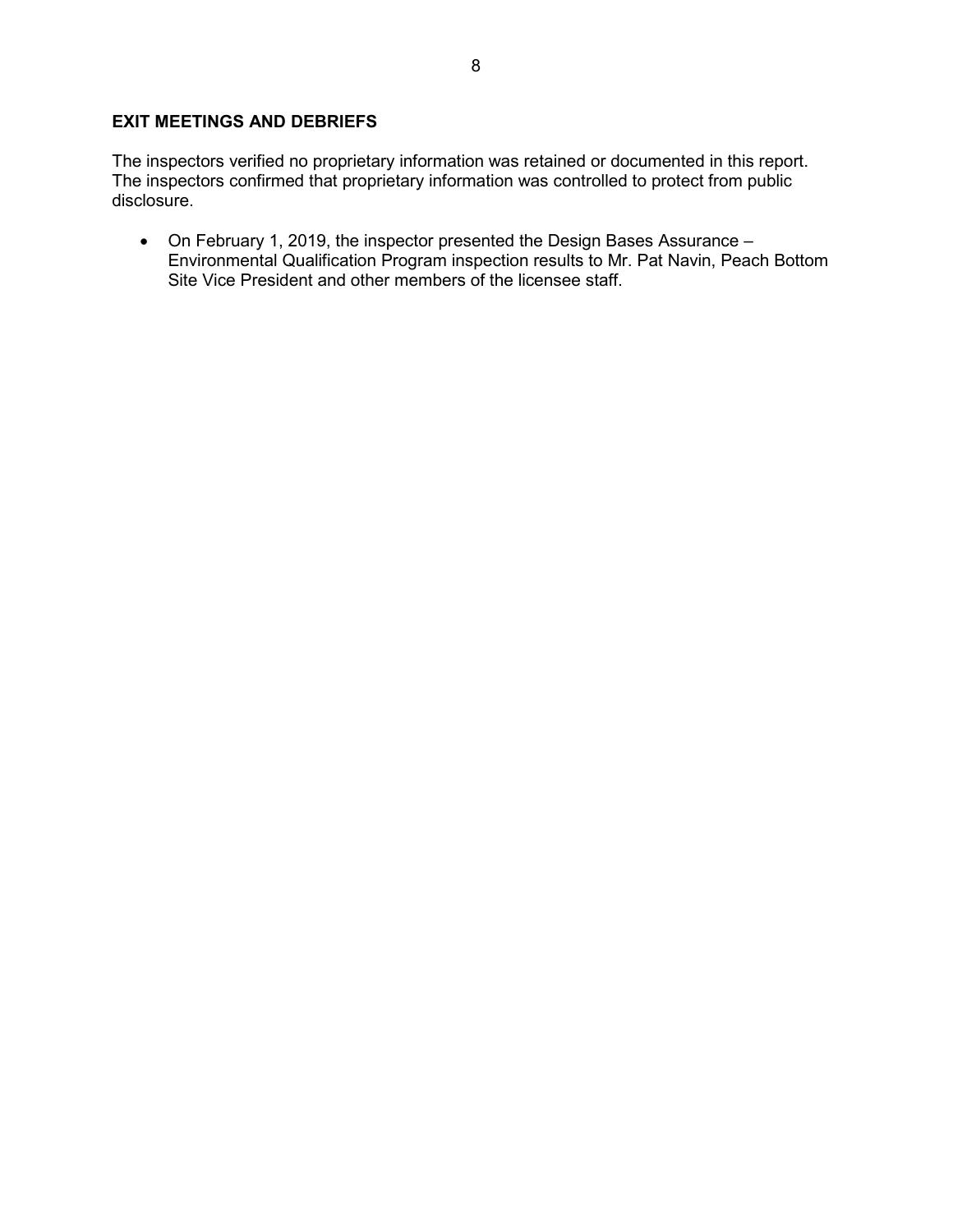## EXIT MEETINGS AND DEBRIEFS

The inspectors verified no proprietary information was retained or documented in this report. The inspectors confirmed that proprietary information was controlled to protect from public disclosure.

- On February 1, 2019, the inspector presented the Design Bases Assurance – Environmental Qualification Program inspection results to Mr. Pat Navin, Peach Bottom Site Vice President and other members of the licensee staff.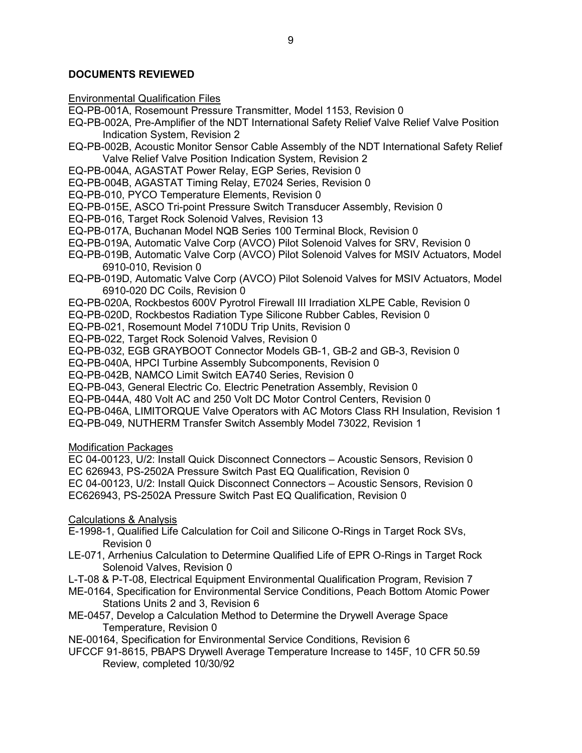## DOCUMENTS REVIEWED

Environmental Qualification Files

EQ-PB-001A, Rosemount Pressure Transmitter, Model 1153, Revision 0

EQ-PB-002A, Pre-Amplifier of the NDT International Safety Relief Valve Relief Valve Position Indication System, Revision 2

EQ-PB-002B, Acoustic Monitor Sensor Cable Assembly of the NDT International Safety Relief Valve Relief Valve Position Indication System, Revision 2

EQ-PB-004A, AGASTAT Power Relay, EGP Series, Revision 0

EQ-PB-004B, AGASTAT Timing Relay, E7024 Series, Revision 0

EQ-PB-010, PYCO Temperature Elements, Revision 0

EQ-PB-015E, ASCO Tri-point Pressure Switch Transducer Assembly, Revision 0

EQ-PB-016, Target Rock Solenoid Valves, Revision 13

EQ-PB-017A, Buchanan Model NQB Series 100 Terminal Block, Revision 0

EQ-PB-019A, Automatic Valve Corp (AVCO) Pilot Solenoid Valves for SRV, Revision 0

EQ-PB-019B, Automatic Valve Corp (AVCO) Pilot Solenoid Valves for MSIV Actuators, Model 6910-010, Revision 0

EQ-PB-019D, Automatic Valve Corp (AVCO) Pilot Solenoid Valves for MSIV Actuators, Model 6910-020 DC Coils, Revision 0

EQ-PB-020A, Rockbestos 600V Pyrotrol Firewall III Irradiation XLPE Cable, Revision 0

EQ-PB-020D, Rockbestos Radiation Type Silicone Rubber Cables, Revision 0

EQ-PB-021, Rosemount Model 710DU Trip Units, Revision 0

EQ-PB-022, Target Rock Solenoid Valves, Revision 0

EQ-PB-032, EGB GRAYBOOT Connector Models GB-1, GB-2 and GB-3, Revision 0

EQ-PB-040A, HPCI Turbine Assembly Subcomponents, Revision 0

EQ-PB-042B, NAMCO Limit Switch EA740 Series, Revision 0

EQ-PB-043, General Electric Co. Electric Penetration Assembly, Revision 0

EQ-PB-044A, 480 Volt AC and 250 Volt DC Motor Control Centers, Revision 0

EQ-PB-046A, LIMITORQUE Valve Operators with AC Motors Class RH Insulation, Revision 1

EQ-PB-049, NUTHERM Transfer Switch Assembly Model 73022, Revision 1

Modification Packages

EC 04-00123, U/2: Install Quick Disconnect Connectors – Acoustic Sensors, Revision 0

EC 626943, PS-2502A Pressure Switch Past EQ Qualification, Revision 0

EC 04-00123, U/2: Install Quick Disconnect Connectors – Acoustic Sensors, Revision 0

EC626943, PS-2502A Pressure Switch Past EQ Qualification, Revision 0

Calculations & Analysis

E-1998-1, Qualified Life Calculation for Coil and Silicone O-Rings in Target Rock SVs, Revision 0

LE-071, Arrhenius Calculation to Determine Qualified Life of EPR O-Rings in Target Rock Solenoid Valves, Revision 0

L-T-08 & P-T-08, Electrical Equipment Environmental Qualification Program, Revision 7

ME-0164, Specification for Environmental Service Conditions, Peach Bottom Atomic Power Stations Units 2 and 3, Revision 6

ME-0457, Develop a Calculation Method to Determine the Drywell Average Space Temperature, Revision 0

NE-00164, Specification for Environmental Service Conditions, Revision 6

UFCCF 91-8615, PBAPS Drywell Average Temperature Increase to 145F, 10 CFR 50.59 Review, completed 10/30/92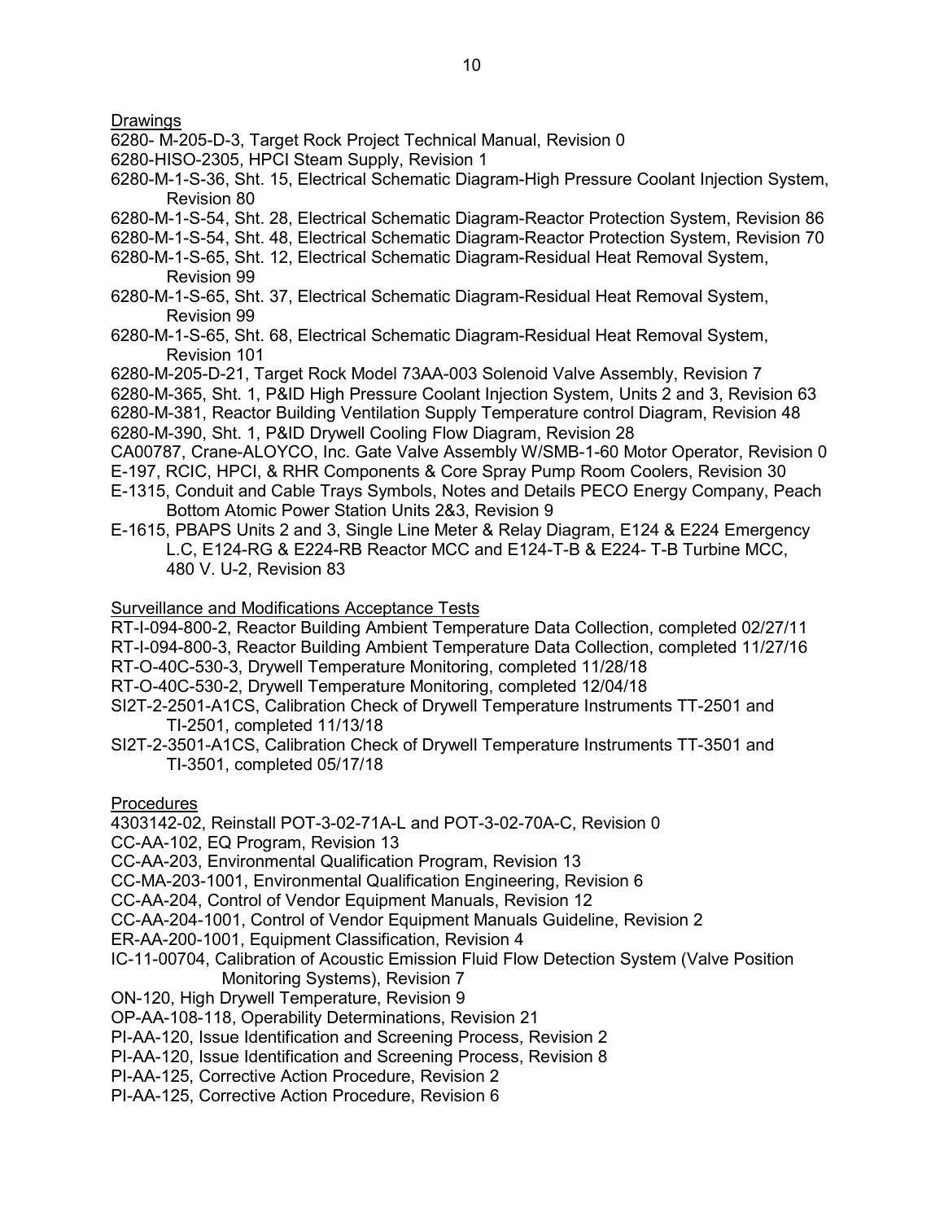Drawings

6280- M-205-D-3, Target Rock Project Technical Manual, Revision 0

6280-HISO-2305, HPCI Steam Supply, Revision 1

6280-M-1-S-36, Sht. 15, Electrical Schematic Diagram-High Pressure Coolant Injection System, Revision 80

6280-M-1-S-54, Sht. 28, Electrical Schematic Diagram-Reactor Protection System, Revision 86

6280-M-1-S-54, Sht. 48, Electrical Schematic Diagram-Reactor Protection System, Revision 70

6280-M-1-S-65, Sht. 12, Electrical Schematic Diagram-Residual Heat Removal System, Revision 99

6280-M-1-S-65, Sht. 37, Electrical Schematic Diagram-Residual Heat Removal System, Revision 99

6280-M-1-S-65, Sht. 68, Electrical Schematic Diagram-Residual Heat Removal System, Revision 101

6280-M-205-D-21, Target Rock Model 73AA-003 Solenoid Valve Assembly, Revision 7

6280-M-365, Sht. 1, P&ID High Pressure Coolant Injection System, Units 2 and 3, Revision 63

6280-M-381, Reactor Building Ventilation Supply Temperature control Diagram, Revision 48

6280-M-390, Sht. 1, P&ID Drywell Cooling Flow Diagram, Revision 28

CA00787, Crane-ALOYCO, Inc. Gate Valve Assembly W/SMB-1-60 Motor Operator, Revision 0

E-197, RCIC, HPCI, & RHR Components & Core Spray Pump Room Coolers, Revision 30

E-1315, Conduit and Cable Trays Symbols, Notes and Details PECO Energy Company, Peach Bottom Atomic Power Station Units 2&3, Revision 9

E-1615, PBAPS Units 2 and 3, Single Line Meter & Relay Diagram, E124 & E224 Emergency L.C, E124-RG & E224-RB Reactor MCC and E124-T-B & E224- T-B Turbine MCC, 480 V. U-2, Revision 83

Surveillance and Modifications Acceptance Tests

RT-I-094-800-2, Reactor Building Ambient Temperature Data Collection, completed 02/27/11

RT-I-094-800-3, Reactor Building Ambient Temperature Data Collection, completed 11/27/16

RT-O-40C-530-3, Drywell Temperature Monitoring, completed 11/28/18

RT-O-40C-530-2, Drywell Temperature Monitoring, completed 12/04/18

SI2T-2-2501-A1CS, Calibration Check of Drywell Temperature Instruments TT-2501 and TI-2501, completed 11/13/18

SI2T-2-3501-A1CS, Calibration Check of Drywell Temperature Instruments TT-3501 and TI-3501, completed 05/17/18

Procedures

4303142-02, Reinstall POT-3-02-71A-L and POT-3-02-70A-C, Revision 0

CC-AA-102, EQ Program, Revision 13

CC-AA-203, Environmental Qualification Program, Revision 13

CC-MA-203-1001, Environmental Qualification Engineering, Revision 6

CC-AA-204, Control of Vendor Equipment Manuals, Revision 12

CC-AA-204-1001, Control of Vendor Equipment Manuals Guideline, Revision 2

ER-AA-200-1001, Equipment Classification, Revision 4

IC-11-00704, Calibration of Acoustic Emission Fluid Flow Detection System (Valve Position Monitoring Systems), Revision 7

ON-120, High Drywell Temperature, Revision 9

OP-AA-108-118, Operability Determinations, Revision 21

PI-AA-120, Issue Identification and Screening Process, Revision 2

PI-AA-120, Issue Identification and Screening Process, Revision 8

PI-AA-125, Corrective Action Procedure, Revision 2

PI-AA-125, Corrective Action Procedure, Revision 6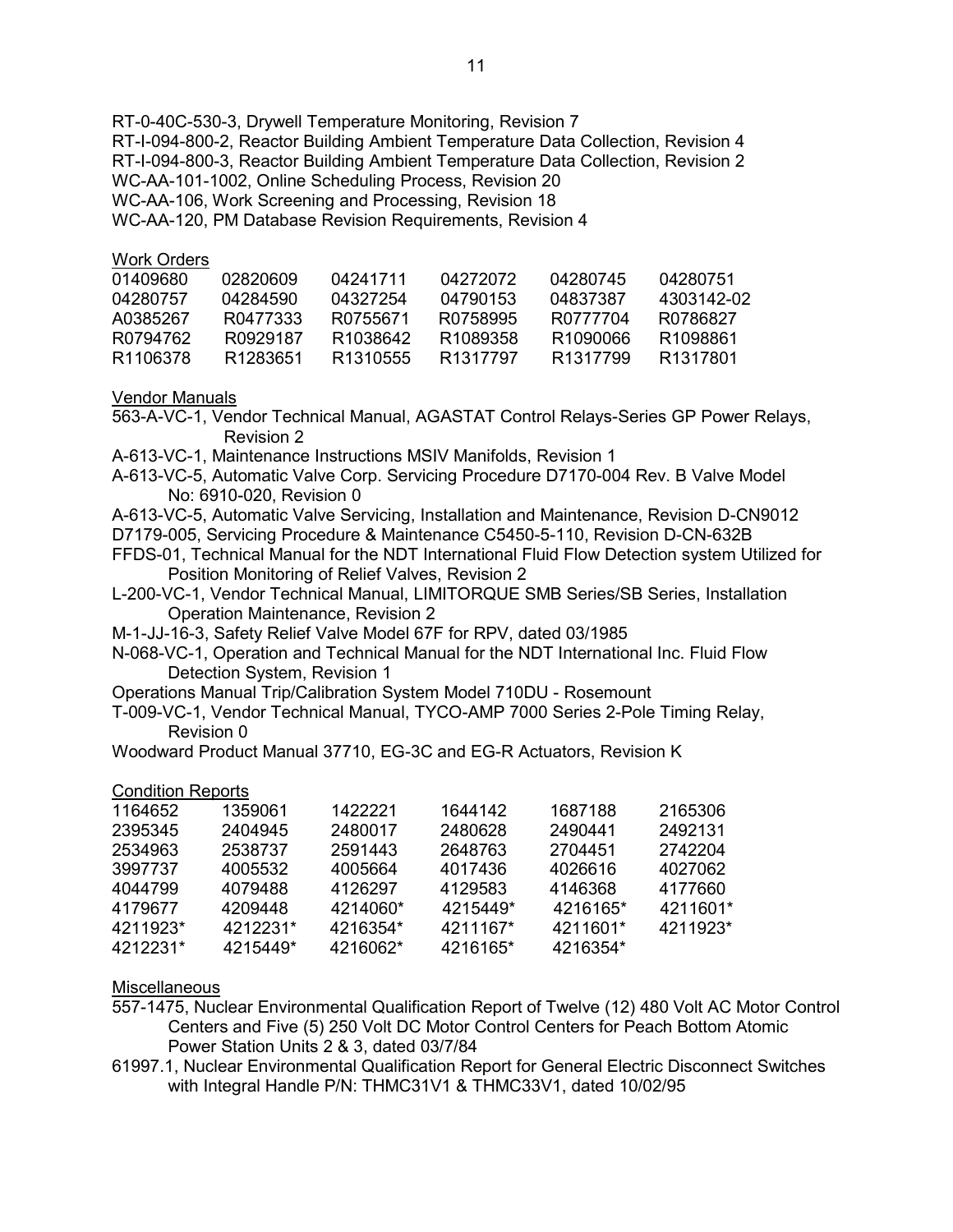RT-0-40C-530-3, Drywell Temperature Monitoring, Revision 7
RT-I-094-800-2, Reactor Building Ambient Temperature Data Collection, Revision 4
RT-I-094-800-3, Reactor Building Ambient Temperature Data Collection, Revision 2
WC-AA-101-1002, Online Scheduling Process, Revision 20
WC-AA-106, Work Screening and Processing, Revision 18
WC-AA-120, PM Database Revision Requirements, Revision 4

Work Orders

| | | | | | |
|---|---|---|---|---|---|
| 01409680 | 02820609 | 04241711 | 04272072 | 04280745 | 04280751 |
| 04280757 | 04284590 | 04327254 | 04790153 | 04837387 | 4303142-02 |
| A0385267 | R0477333 | R0755671 | R0758995 | R0777704 | R0786827 |
| R0794762 | R0929187 | R1038642 | R1089358 | R1090066 | R1098861 |
| R1106378 | R1283651 | R1310555 | R1317797 | R1317799 | R1317801 |

Vendor Manuals

563-A-VC-1, Vendor Technical Manual, AGASTAT Control Relays-Series GP Power Relays, Revision 2
A-613-VC-1, Maintenance Instructions MSIV Manifolds, Revision 1
A-613-VC-5, Automatic Valve Corp. Servicing Procedure D7170-004 Rev. B Valve Model No: 6910-020, Revision 0
A-613-VC-5, Automatic Valve Servicing, Installation and Maintenance, Revision D-CN9012
D7179-005, Servicing Procedure & Maintenance C5450-5-110, Revision D-CN-632B
FFDS-01, Technical Manual for the NDT International Fluid Flow Detection system Utilized for Position Monitoring of Relief Valves, Revision 2
L-200-VC-1, Vendor Technical Manual, LIMITORQUE SMB Series/SB Series, Installation Operation Maintenance, Revision 2
M-1-JJ-16-3, Safety Relief Valve Model 67F for RPV, dated 03/1985
N-068-VC-1, Operation and Technical Manual for the NDT International Inc. Fluid Flow Detection System, Revision 1
Operations Manual Trip/Calibration System Model 710DU - Rosemount
T-009-VC-1, Vendor Technical Manual, TYCO-AMP 7000 Series 2-Pole Timing Relay, Revision 0
Woodward Product Manual 37710, EG-3C and EG-R Actuators, Revision K

Condition Reports

| | | | | | |
|---|---|---|---|---|---|
| 1164652 | 1359061 | 1422221 | 1644142 | 1687188 | 2165306 |
| 2395345 | 2404945 | 2480017 | 2480628 | 2490441 | 2492131 |
| 2534963 | 2538737 | 2591443 | 2648763 | 2704451 | 2742204 |
| 3997737 | 4005532 | 4005664 | 4017436 | 4026616 | 4027062 |
| 4044799 | 4079488 | 4126297 | 4129583 | 4146368 | 4177660 |
| 4179677 | 4209448 | 4214060* | 4215449* | 4216165* | 4211601* |
| 4211923* | 4212231* | 4216354* | 4211167* | 4211601* | 4211923* |
| 4212231* | 4215449* | 4216062* | 4216165* | 4216354* | |

Miscellaneous

557-1475, Nuclear Environmental Qualification Report of Twelve (12) 480 Volt AC Motor Control Centers and Five (5) 250 Volt DC Motor Control Centers for Peach Bottom Atomic Power Station Units 2 & 3, dated 03/7/84
61997.1, Nuclear Environmental Qualification Report for General Electric Disconnect Switches with Integral Handle P/N: THMC31V1 & THMC33V1, dated 10/02/95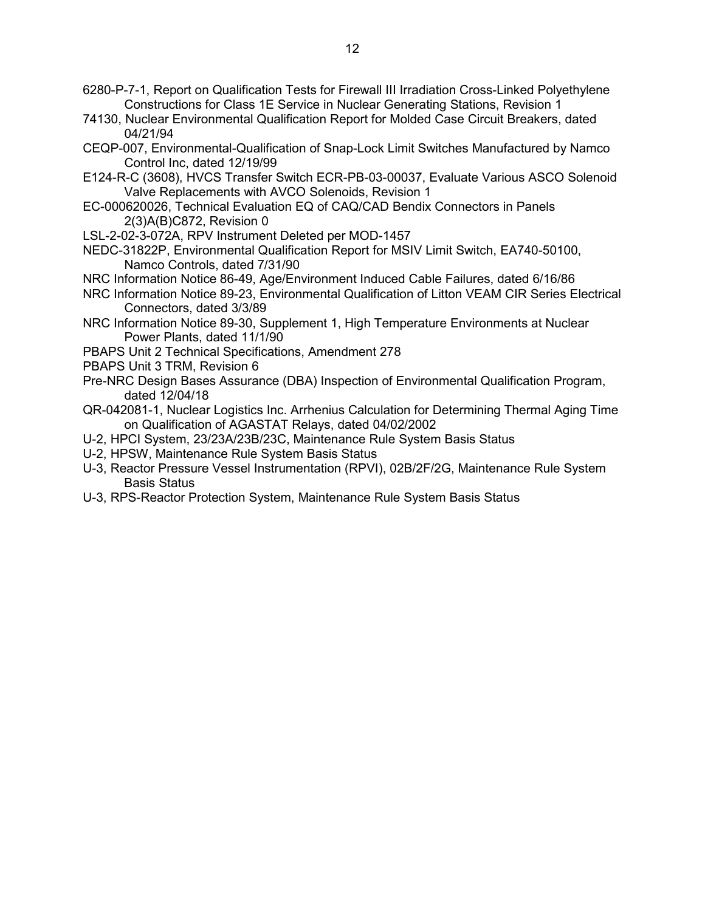6280-P-7-1, Report on Qualification Tests for Firewall III Irradiation Cross-Linked Polyethylene Constructions for Class 1E Service in Nuclear Generating Stations, Revision 1

74130, Nuclear Environmental Qualification Report for Molded Case Circuit Breakers, dated 04/21/94

CEQP-007, Environmental-Qualification of Snap-Lock Limit Switches Manufactured by Namco Control Inc, dated 12/19/99

E124-R-C (3608), HVCS Transfer Switch ECR-PB-03-00037, Evaluate Various ASCO Solenoid Valve Replacements with AVCO Solenoids, Revision 1

EC-000620026, Technical Evaluation EQ of CAQ/CAD Bendix Connectors in Panels 2(3)A(B)C872, Revision 0

LSL-2-02-3-072A, RPV Instrument Deleted per MOD-1457

NEDC-31822P, Environmental Qualification Report for MSIV Limit Switch, EA740-50100, Namco Controls, dated 7/31/90

NRC Information Notice 86-49, Age/Environment Induced Cable Failures, dated 6/16/86

NRC Information Notice 89-23, Environmental Qualification of Litton VEAM CIR Series Electrical Connectors, dated 3/3/89

NRC Information Notice 89-30, Supplement 1, High Temperature Environments at Nuclear Power Plants, dated 11/1/90

PBAPS Unit 2 Technical Specifications, Amendment 278

PBAPS Unit 3 TRM, Revision 6

Pre-NRC Design Bases Assurance (DBA) Inspection of Environmental Qualification Program, dated 12/04/18

QR-042081-1, Nuclear Logistics Inc. Arrhenius Calculation for Determining Thermal Aging Time on Qualification of AGASTAT Relays, dated 04/02/2002

U-2, HPCI System, 23/23A/23B/23C, Maintenance Rule System Basis Status

U-2, HPSW, Maintenance Rule System Basis Status

U-3, Reactor Pressure Vessel Instrumentation (RPVI), 02B/2F/2G, Maintenance Rule System Basis Status

U-3, RPS-Reactor Protection System, Maintenance Rule System Basis Status